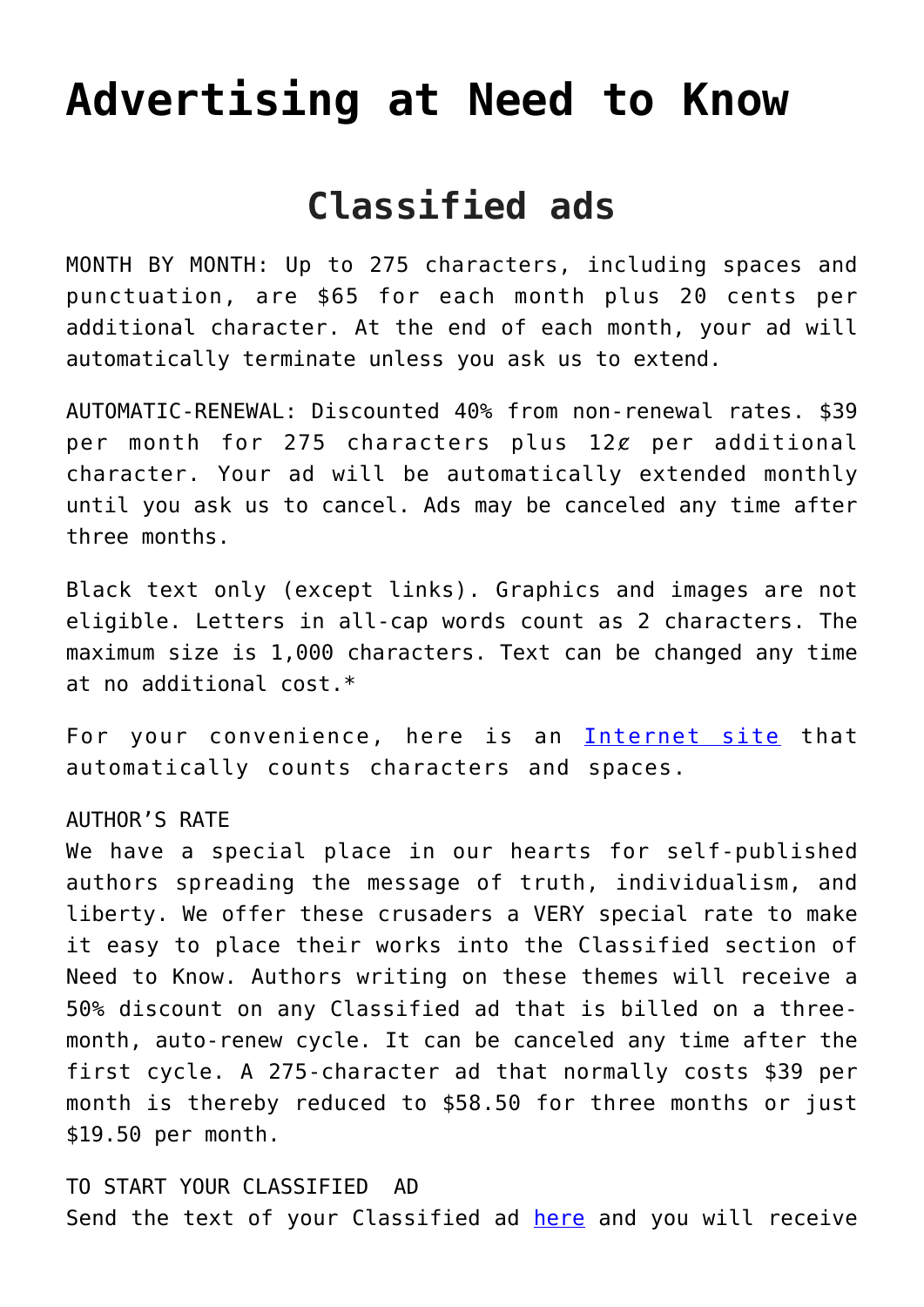# Advertising at Need to Know

## Classified ads

MONTH BY MONTH: Up to 275 characters, including spaces and punctuation, are $65 for each month plus 20 cents per additional character. At the end of each month, your ad will automatically terminate unless you ask us to extend.

AUTOMATIC-RENEWAL: Discounted 40% from non-renewal rates. $39 per month for 275 characters plus 12¢ per additional character. Your ad will be automatically extended monthly until you ask us to cancel. Ads may be canceled any time after three months.

Black text only (except links). Graphics and images are not eligible. Letters in all-cap words count as 2 characters. The maximum size is 1,000 characters. Text can be changed any time at no additional cost.*

For your convenience, here is an [Internet site]() that automatically counts characters and spaces.

AUTHOR'S RATE
We have a special place in our hearts for self-published authors spreading the message of truth, individualism, and liberty. We offer these crusaders a VERY special rate to make it easy to place their works into the Classified section of Need to Know. Authors writing on these themes will receive a 50% discount on any Classified ad that is billed on a three-month, auto-renew cycle. It can be canceled any time after the first cycle. A 275-character ad that normally costs $39 per month is thereby reduced to $58.50 for three months or just $19.50 per month.

TO START YOUR CLASSIFIED AD
Send the text of your Classified ad [here]() and you will receive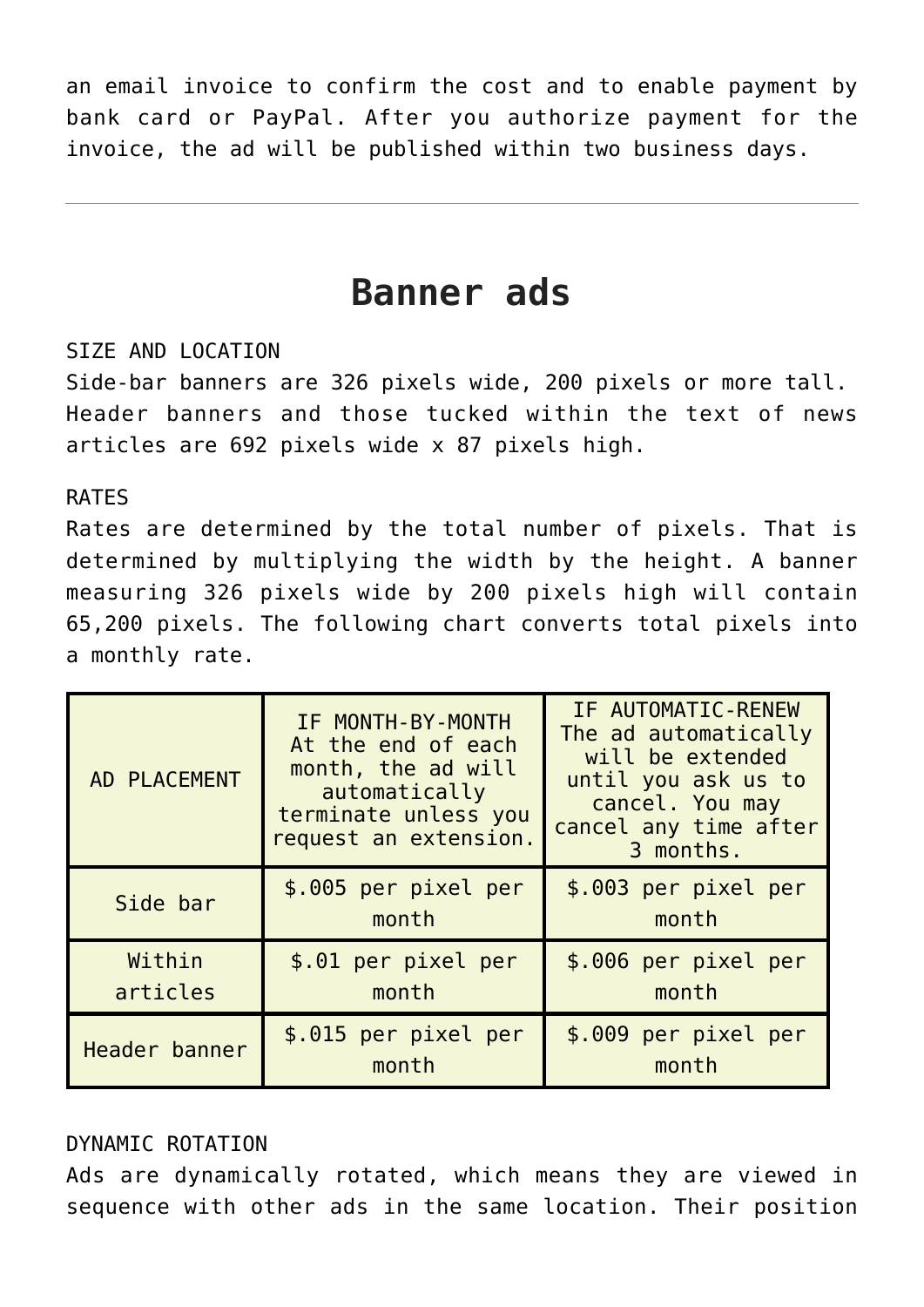an email invoice to confirm the cost and to enable payment by bank card or PayPal. After you authorize payment for the invoice, the ad will be published within two business days.

---

# Banner ads

SIZE AND LOCATION
Side-bar banners are 326 pixels wide, 200 pixels or more tall. Header banners and those tucked within the text of news articles are 692 pixels wide x 87 pixels high.

RATES
Rates are determined by the total number of pixels. That is determined by multiplying the width by the height. A banner measuring 326 pixels wide by 200 pixels high will contain 65,200 pixels. The following chart converts total pixels into a monthly rate.

| AD PLACEMENT | IF MONTH-BY-MONTH At the end of each month, the ad will automatically terminate unless you request an extension. | IF AUTOMATIC-RENEW The ad automatically will be extended until you ask us to cancel. You may cancel any time after 3 months. |
|---|---|---|
| Side bar | $.005 per pixel per month | $.003 per pixel per month |
| Within articles | $.01 per pixel per month | $.006 per pixel per month |
| Header banner | $.015 per pixel per month | $.009 per pixel per month |

DYNAMIC ROTATION
Ads are dynamically rotated, which means they are viewed in sequence with other ads in the same location. Their position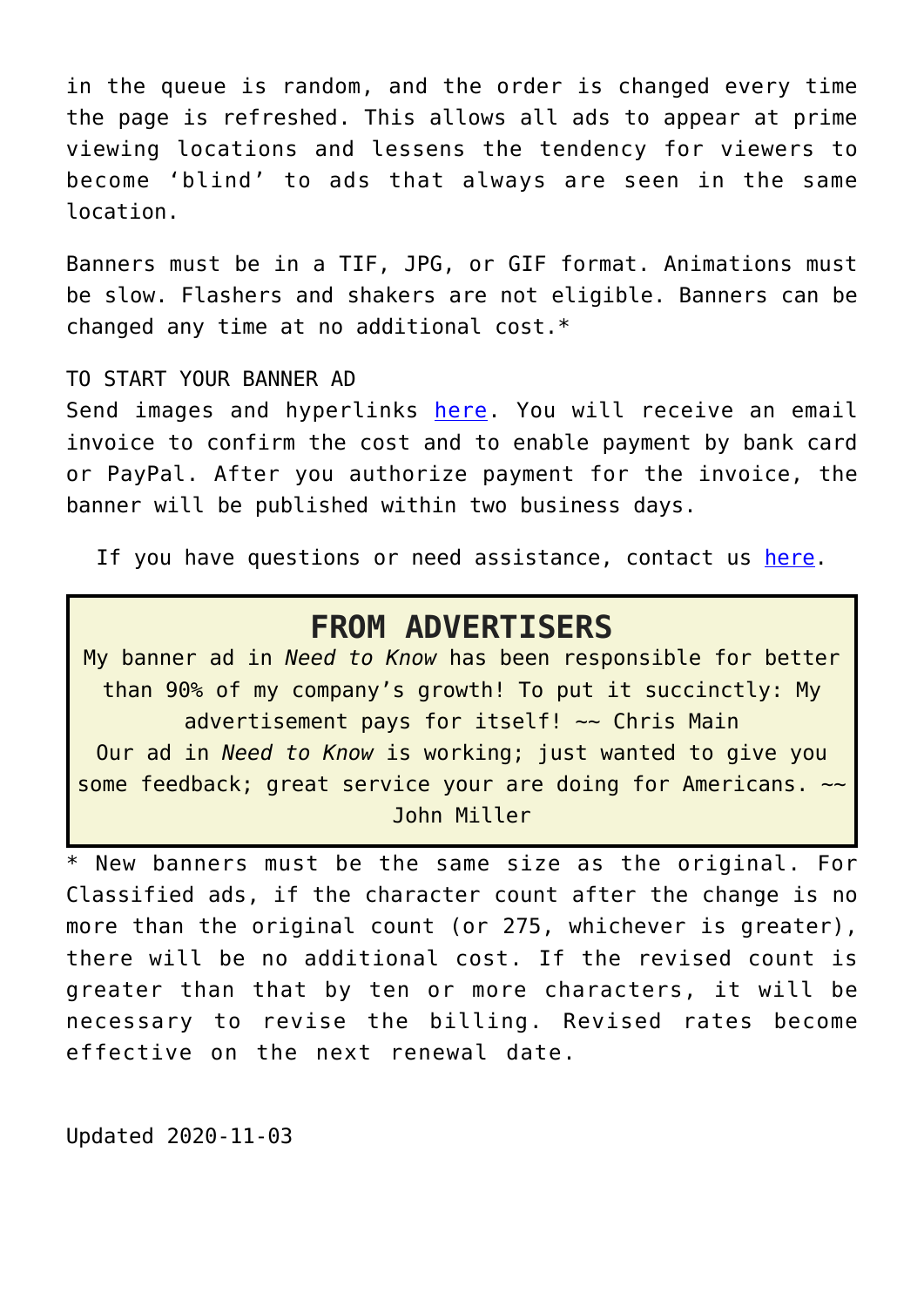in the queue is random, and the order is changed every time the page is refreshed. This allows all ads to appear at prime viewing locations and lessens the tendency for viewers to become 'blind' to ads that always are seen in the same location.

Banners must be in a TIF, JPG, or GIF format. Animations must be slow. Flashers and shakers are not eligible. Banners can be changed any time at no additional cost.*

TO START YOUR BANNER AD
Send images and hyperlinks here. You will receive an email invoice to confirm the cost and to enable payment by bank card or PayPal. After you authorize payment for the invoice, the banner will be published within two business days.

If you have questions or need assistance, contact us here.

## FROM ADVERTISERS

My banner ad in *Need to Know* has been responsible for better than 90% of my company's growth! To put it succinctly: My advertisement pays for itself! ~~ Chris Main

Our ad in *Need to Know* is working; just wanted to give you some feedback; great service your are doing for Americans. ~~ John Miller

* New banners must be the same size as the original. For Classified ads, if the character count after the change is no more than the original count (or 275, whichever is greater), there will be no additional cost. If the revised count is greater than that by ten or more characters, it will be necessary to revise the billing. Revised rates become effective on the next renewal date.

Updated 2020-11-03